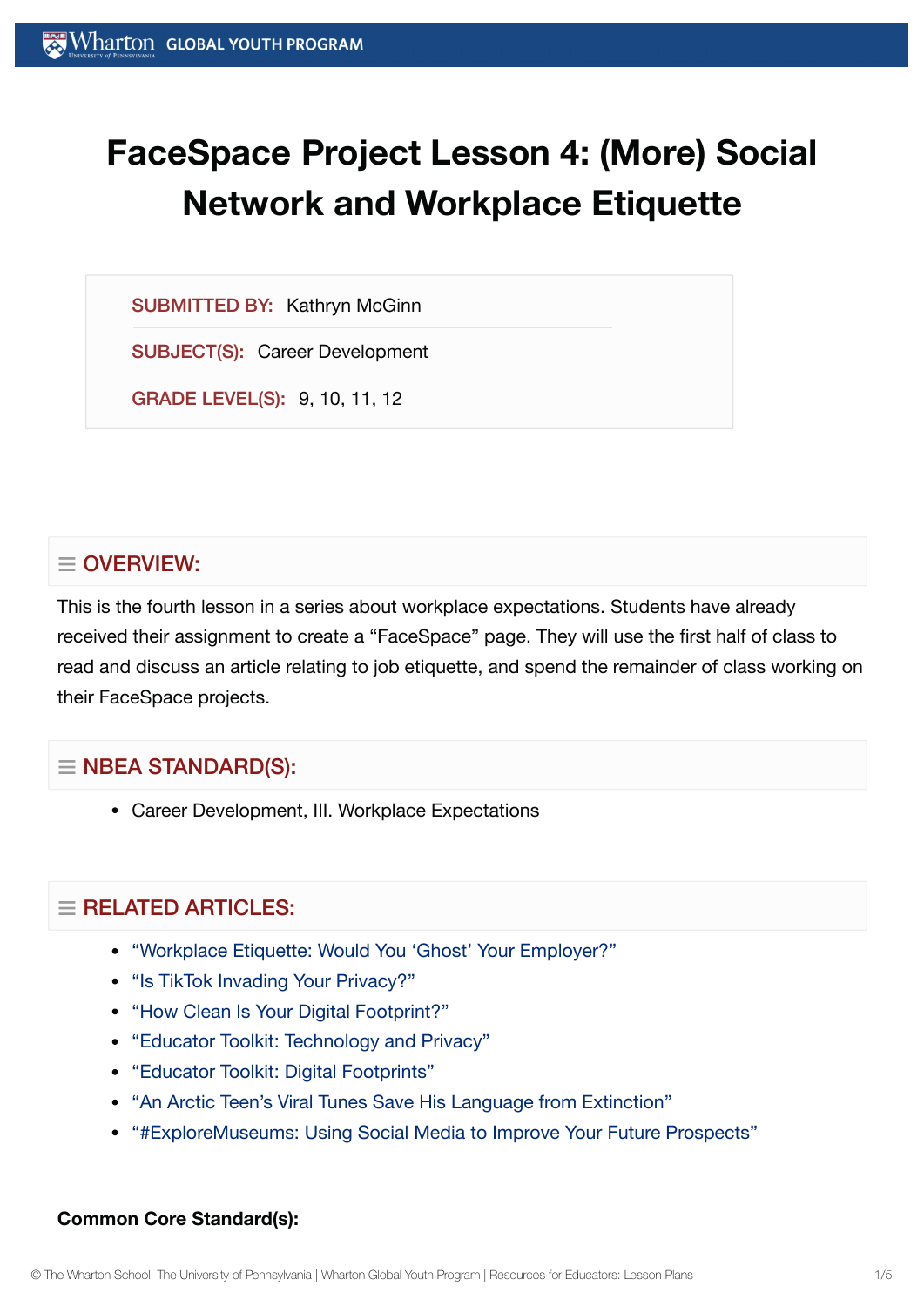# FaceSpace Project Lesson 4: (More) Social Network and Workplace Etiquette

**SUBMITTED BY:** Kathryn McGinn

**SUBJECT(S):** Career Development

**GRADE LEVEL(S):** 9, 10, 11, 12

## OVERVIEW:

This is the fourth lesson in a series about workplace expectations. Students have already received their assignment to create a "FaceSpace" page. They will use the first half of class to read and discuss an article relating to job etiquette, and spend the remainder of class working on their FaceSpace projects.

## NBEA STANDARD(S):

- Career Development, III. Workplace Expectations

## RELATED ARTICLES:

- "Workplace Etiquette: Would You 'Ghost' Your Employer?"
- "Is TikTok Invading Your Privacy?"
- "How Clean Is Your Digital Footprint?"
- "Educator Toolkit: Technology and Privacy"
- "Educator Toolkit: Digital Footprints"
- "An Arctic Teen's Viral Tunes Save His Language from Extinction"
- "#ExploreMuseums: Using Social Media to Improve Your Future Prospects"

**Common Core Standard(s):**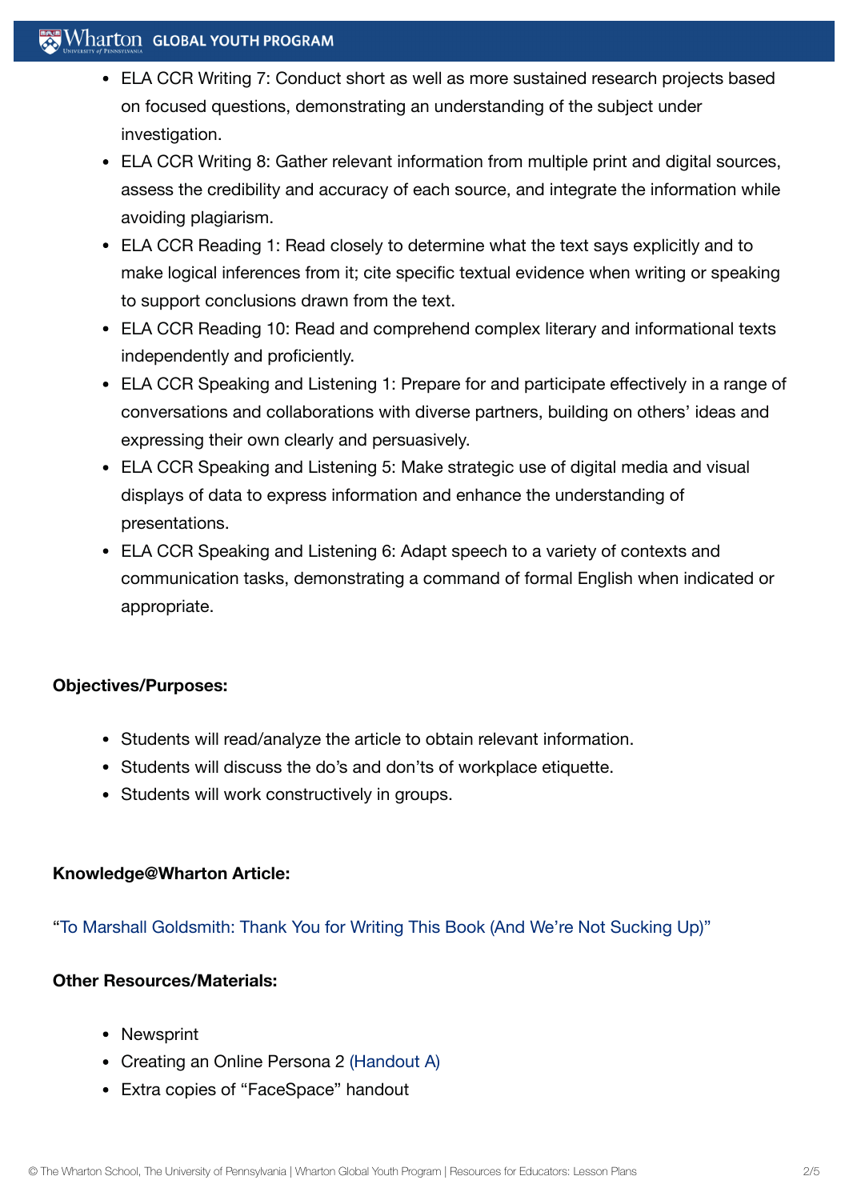- ELA CCR Writing 7: Conduct short as well as more sustained research projects based on focused questions, demonstrating an understanding of the subject under investigation.
- ELA CCR Writing 8: Gather relevant information from multiple print and digital sources, assess the credibility and accuracy of each source, and integrate the information while avoiding plagiarism.
- ELA CCR Reading 1: Read closely to determine what the text says explicitly and to make logical inferences from it; cite specific textual evidence when writing or speaking to support conclusions drawn from the text.
- ELA CCR Reading 10: Read and comprehend complex literary and informational texts independently and proficiently.
- ELA CCR Speaking and Listening 1: Prepare for and participate effectively in a range of conversations and collaborations with diverse partners, building on others' ideas and expressing their own clearly and persuasively.
- ELA CCR Speaking and Listening 5: Make strategic use of digital media and visual displays of data to express information and enhance the understanding of presentations.
- ELA CCR Speaking and Listening 6: Adapt speech to a variety of contexts and communication tasks, demonstrating a command of formal English when indicated or appropriate.

**Objectives/Purposes:**

- Students will read/analyze the article to obtain relevant information.
- Students will discuss the do's and don'ts of workplace etiquette.
- Students will work constructively in groups.

**Knowledge@Wharton Article:**

"To Marshall Goldsmith: Thank You for Writing This Book (And We're Not Sucking Up)"

**Other Resources/Materials:**

- Newsprint
- Creating an Online Persona 2 (Handout A)
- Extra copies of "FaceSpace" handout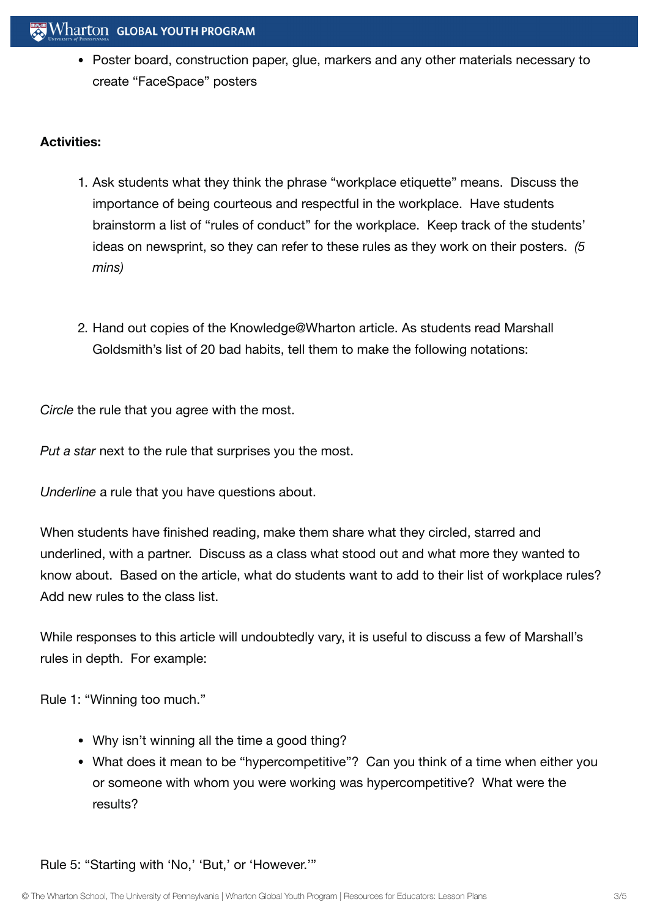- Poster board, construction paper, glue, markers and any other materials necessary to create "FaceSpace" posters

**Activities:**

1. Ask students what they think the phrase "workplace etiquette" means. Discuss the importance of being courteous and respectful in the workplace. Have students brainstorm a list of "rules of conduct" for the workplace. Keep track of the students' ideas on newsprint, so they can refer to these rules as they work on their posters. *(5 mins)*

2. Hand out copies of the Knowledge@Wharton article. As students read Marshall Goldsmith's list of 20 bad habits, tell them to make the following notations:

*Circle* the rule that you agree with the most.

*Put a star* next to the rule that surprises you the most.

*Underline* a rule that you have questions about.

When students have finished reading, make them share what they circled, starred and underlined, with a partner. Discuss as a class what stood out and what more they wanted to know about. Based on the article, what do students want to add to their list of workplace rules? Add new rules to the class list.

While responses to this article will undoubtedly vary, it is useful to discuss a few of Marshall's rules in depth. For example:

Rule 1: "Winning too much."

- Why isn't winning all the time a good thing?
- What does it mean to be "hypercompetitive"? Can you think of a time when either you or someone with whom you were working was hypercompetitive? What were the results?

Rule 5: "Starting with 'No,' 'But,' or 'However.'"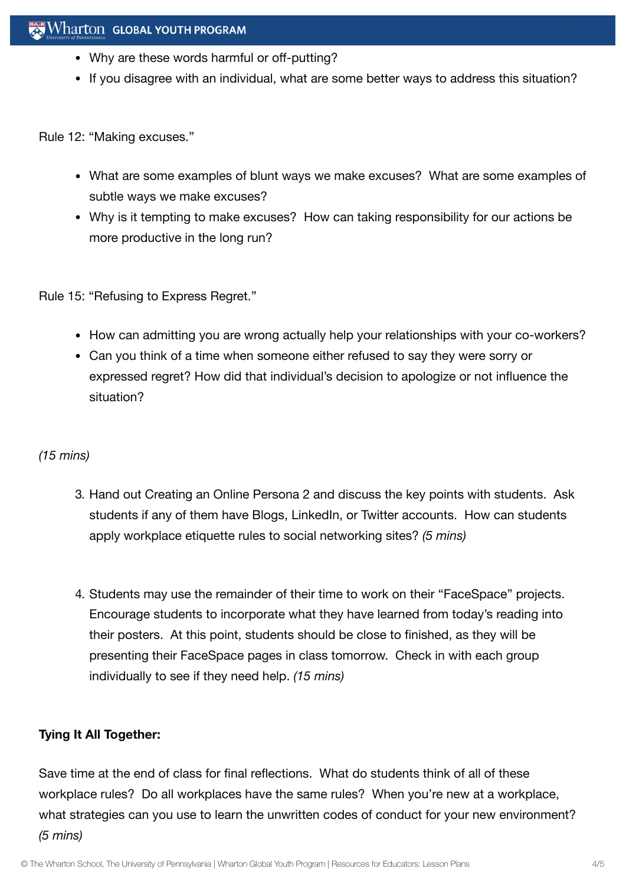- Why are these words harmful or off-putting?
- If you disagree with an individual, what are some better ways to address this situation?

Rule 12: "Making excuses."

- What are some examples of blunt ways we make excuses? What are some examples of subtle ways we make excuses?
- Why is it tempting to make excuses? How can taking responsibility for our actions be more productive in the long run?

Rule 15: "Refusing to Express Regret."

- How can admitting you are wrong actually help your relationships with your co-workers?
- Can you think of a time when someone either refused to say they were sorry or expressed regret? How did that individual's decision to apologize or not influence the situation?

*(15 mins)*

3. Hand out Creating an Online Persona 2 and discuss the key points with students. Ask students if any of them have Blogs, LinkedIn, or Twitter accounts. How can students apply workplace etiquette rules to social networking sites? *(5 mins)*

4. Students may use the remainder of their time to work on their "FaceSpace" projects. Encourage students to incorporate what they have learned from today's reading into their posters. At this point, students should be close to finished, as they will be presenting their FaceSpace pages in class tomorrow. Check in with each group individually to see if they need help. *(15 mins)*

**Tying It All Together:**

Save time at the end of class for final reflections. What do students think of all of these workplace rules? Do all workplaces have the same rules? When you're new at a workplace, what strategies can you use to learn the unwritten codes of conduct for your new environment? *(5 mins)*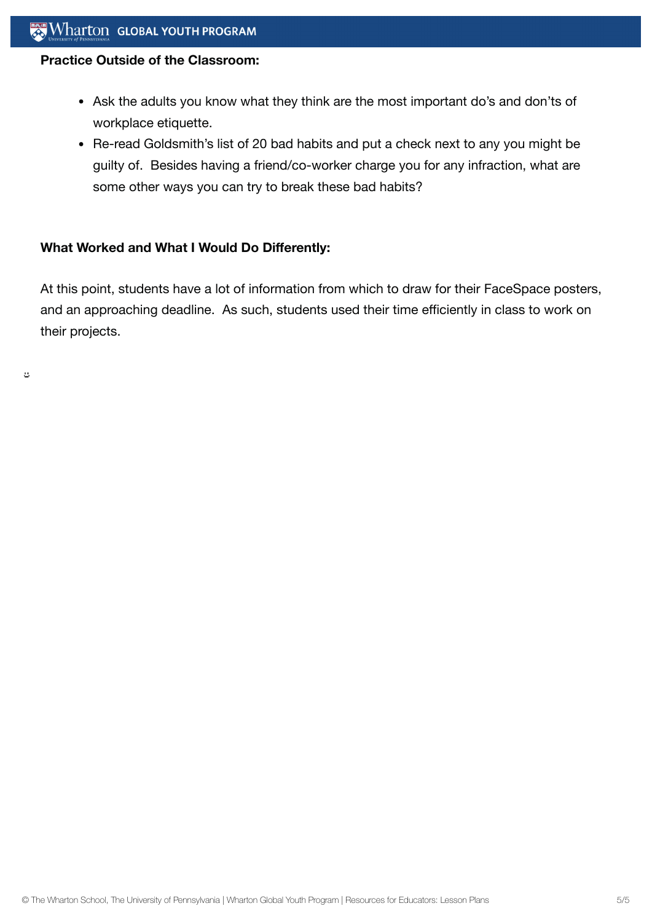**Practice Outside of the Classroom:**

- Ask the adults you know what they think are the most important do's and don'ts of workplace etiquette.
- Re-read Goldsmith's list of 20 bad habits and put a check next to any you might be guilty of. Besides having a friend/co-worker charge you for any infraction, what are some other ways you can try to break these bad habits?

**What Worked and What I Would Do Differently:**

At this point, students have a lot of information from which to draw for their FaceSpace posters, and an approaching deadline. As such, students used their time efficiently in class to work on their projects.